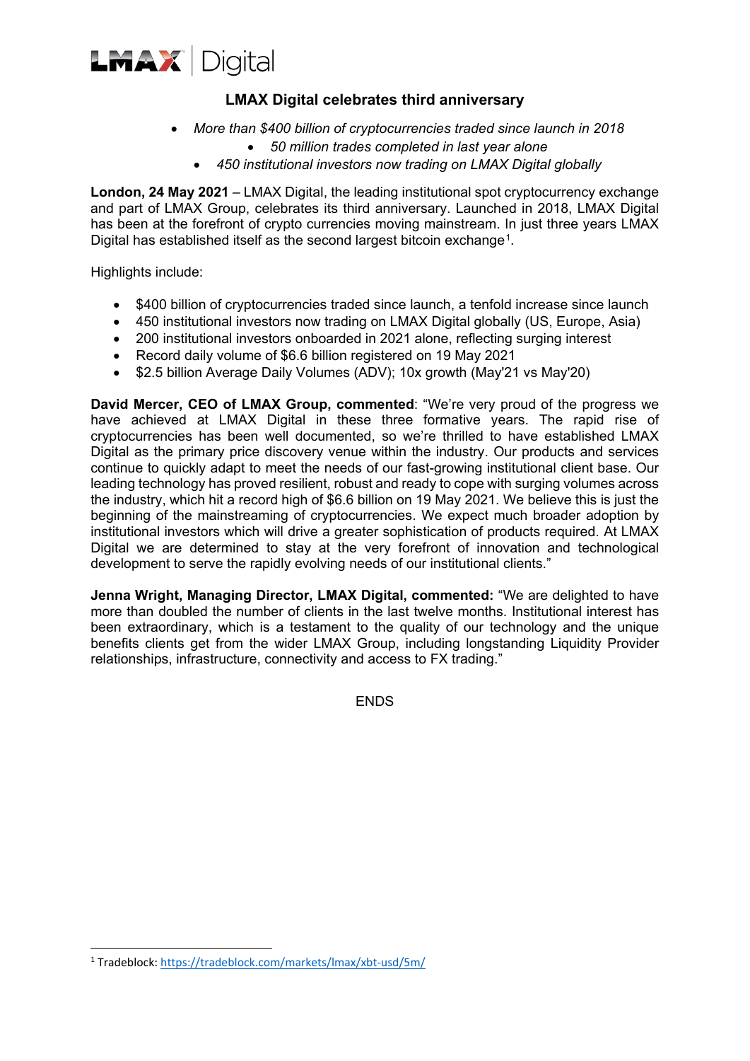LMAX Digital

# LMAX Digital celebrates third anniversary

- *More than $400 billion of cryptocurrencies traded since launch in 2018*
- *50 million trades completed in last year alone*
- *450 institutional investors now trading on LMAX Digital globally*

**London, 24 May 2021** – LMAX Digital, the leading institutional spot cryptocurrency exchange and part of LMAX Group, celebrates its third anniversary. Launched in 2018, LMAX Digital has been at the forefront of crypto currencies moving mainstream. In just three years LMAX Digital has established itself as the second largest bitcoin exchange[1].

Highlights include:

- $400 billion of cryptocurrencies traded since launch, a tenfold increase since launch
- 450 institutional investors now trading on LMAX Digital globally (US, Europe, Asia)
- 200 institutional investors onboarded in 2021 alone, reflecting surging interest
- Record daily volume of $6.6 billion registered on 19 May 2021
- $2.5 billion Average Daily Volumes (ADV); 10x growth (May'21 vs May'20)

**David Mercer, CEO of LMAX Group, commented**: "We're very proud of the progress we have achieved at LMAX Digital in these three formative years. The rapid rise of cryptocurrencies has been well documented, so we're thrilled to have established LMAX Digital as the primary price discovery venue within the industry. Our products and services continue to quickly adapt to meet the needs of our fast-growing institutional client base. Our leading technology has proved resilient, robust and ready to cope with surging volumes across the industry, which hit a record high of $6.6 billion on 19 May 2021. We believe this is just the beginning of the mainstreaming of cryptocurrencies. We expect much broader adoption by institutional investors which will drive a greater sophistication of products required. At LMAX Digital we are determined to stay at the very forefront of innovation and technological development to serve the rapidly evolving needs of our institutional clients."

**Jenna Wright, Managing Director, LMAX Digital, commented:** "We are delighted to have more than doubled the number of clients in the last twelve months. Institutional interest has been extraordinary, which is a testament to the quality of our technology and the unique benefits clients get from the wider LMAX Group, including longstanding Liquidity Provider relationships, infrastructure, connectivity and access to FX trading."

ENDS

[1] Tradeblock: https://tradeblock.com/markets/lmax/xbt-usd/5m/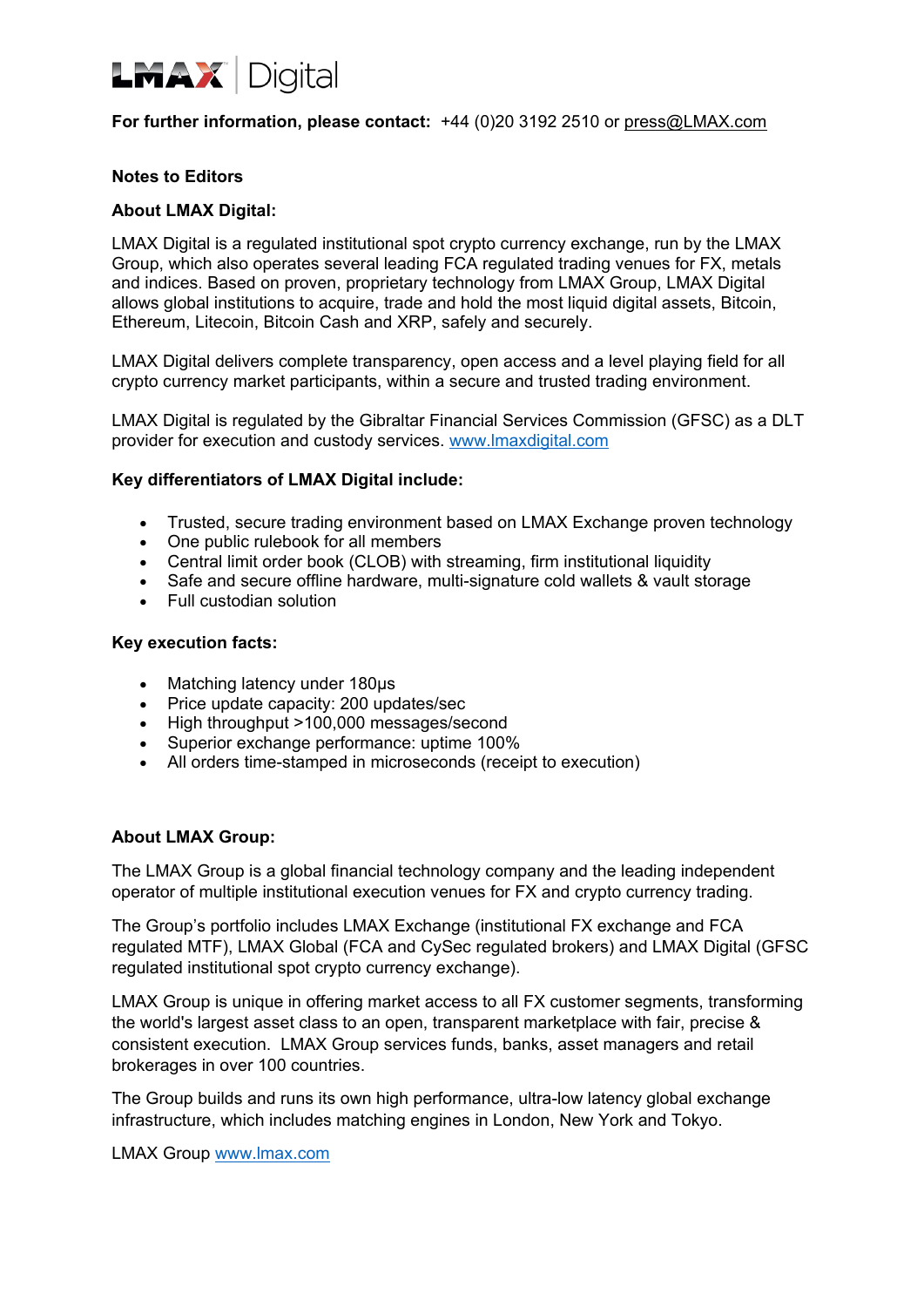LMAX Digital

**For further information, please contact:** +44 (0)20 3192 2510 or press@LMAX.com

**Notes to Editors**

**About LMAX Digital:**

LMAX Digital is a regulated institutional spot crypto currency exchange, run by the LMAX Group, which also operates several leading FCA regulated trading venues for FX, metals and indices. Based on proven, proprietary technology from LMAX Group, LMAX Digital allows global institutions to acquire, trade and hold the most liquid digital assets, Bitcoin, Ethereum, Litecoin, Bitcoin Cash and XRP, safely and securely.

LMAX Digital delivers complete transparency, open access and a level playing field for all crypto currency market participants, within a secure and trusted trading environment.

LMAX Digital is regulated by the Gibraltar Financial Services Commission (GFSC) as a DLT provider for execution and custody services. www.lmaxdigital.com

**Key differentiators of LMAX Digital include:**

- Trusted, secure trading environment based on LMAX Exchange proven technology
- One public rulebook for all members
- Central limit order book (CLOB) with streaming, firm institutional liquidity
- Safe and secure offline hardware, multi-signature cold wallets & vault storage
- Full custodian solution

**Key execution facts:**

- Matching latency under 180μs
- Price update capacity: 200 updates/sec
- High throughput >100,000 messages/second
- Superior exchange performance: uptime 100%
- All orders time-stamped in microseconds (receipt to execution)

**About LMAX Group:**

The LMAX Group is a global financial technology company and the leading independent operator of multiple institutional execution venues for FX and crypto currency trading.

The Group's portfolio includes LMAX Exchange (institutional FX exchange and FCA regulated MTF), LMAX Global (FCA and CySec regulated brokers) and LMAX Digital (GFSC regulated institutional spot crypto currency exchange).

LMAX Group is unique in offering market access to all FX customer segments, transforming the world's largest asset class to an open, transparent marketplace with fair, precise & consistent execution. LMAX Group services funds, banks, asset managers and retail brokerages in over 100 countries.

The Group builds and runs its own high performance, ultra-low latency global exchange infrastructure, which includes matching engines in London, New York and Tokyo.

LMAX Group www.lmax.com